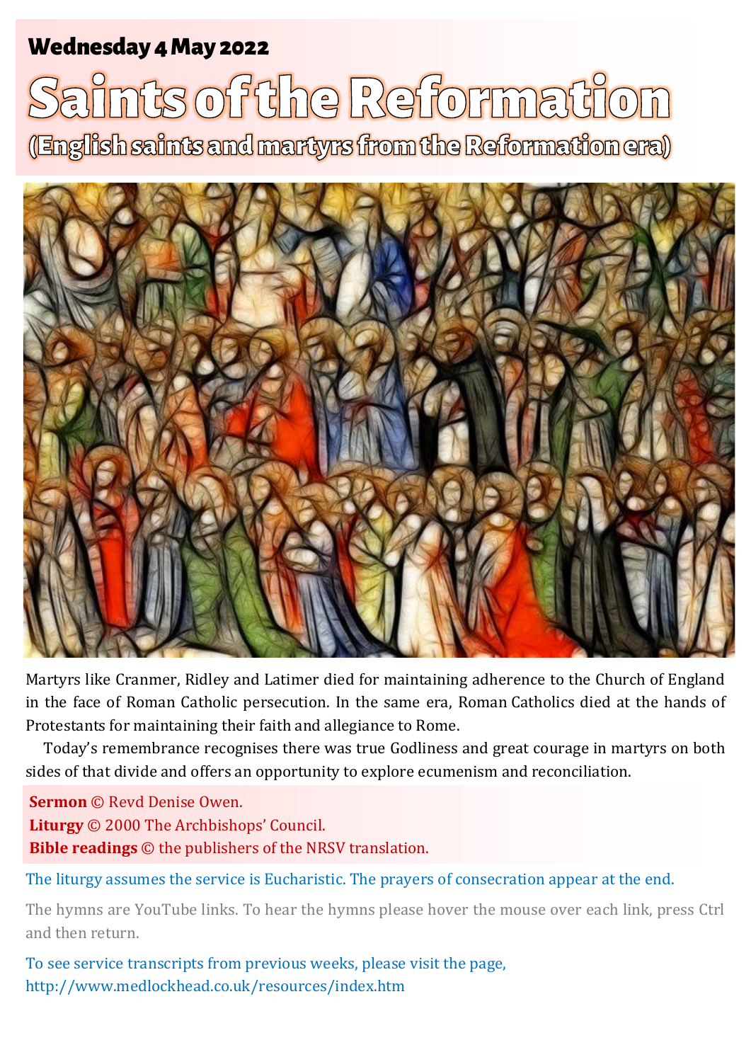**Wednesday 4 May 2022**

# Saints of the Reformation

## (English saints and martyrs from the Reformation era)

Martyrs like Cranmer, Ridley and Latimer died for maintaining adherence to the Church of England in the face of Roman Catholic persecution. In the same era, Roman Catholics died at the hands of Protestants for maintaining their faith and allegiance to Rome.

Today's remembrance recognises there was true Godliness and great courage in martyrs on both sides of that divide and offers an opportunity to explore ecumenism and reconciliation.

**Sermon** © Revd Denise Owen.
**Liturgy** © 2000 The Archbishops' Council.
**Bible readings** © the publishers of the NRSV translation.

The liturgy assumes the service is Eucharistic. The prayers of consecration appear at the end.

The hymns are YouTube links. To hear the hymns please hover the mouse over each link, press Ctrl and then return.

To see service transcripts from previous weeks, please visit the page, http://www.medlockhead.co.uk/resources/index.htm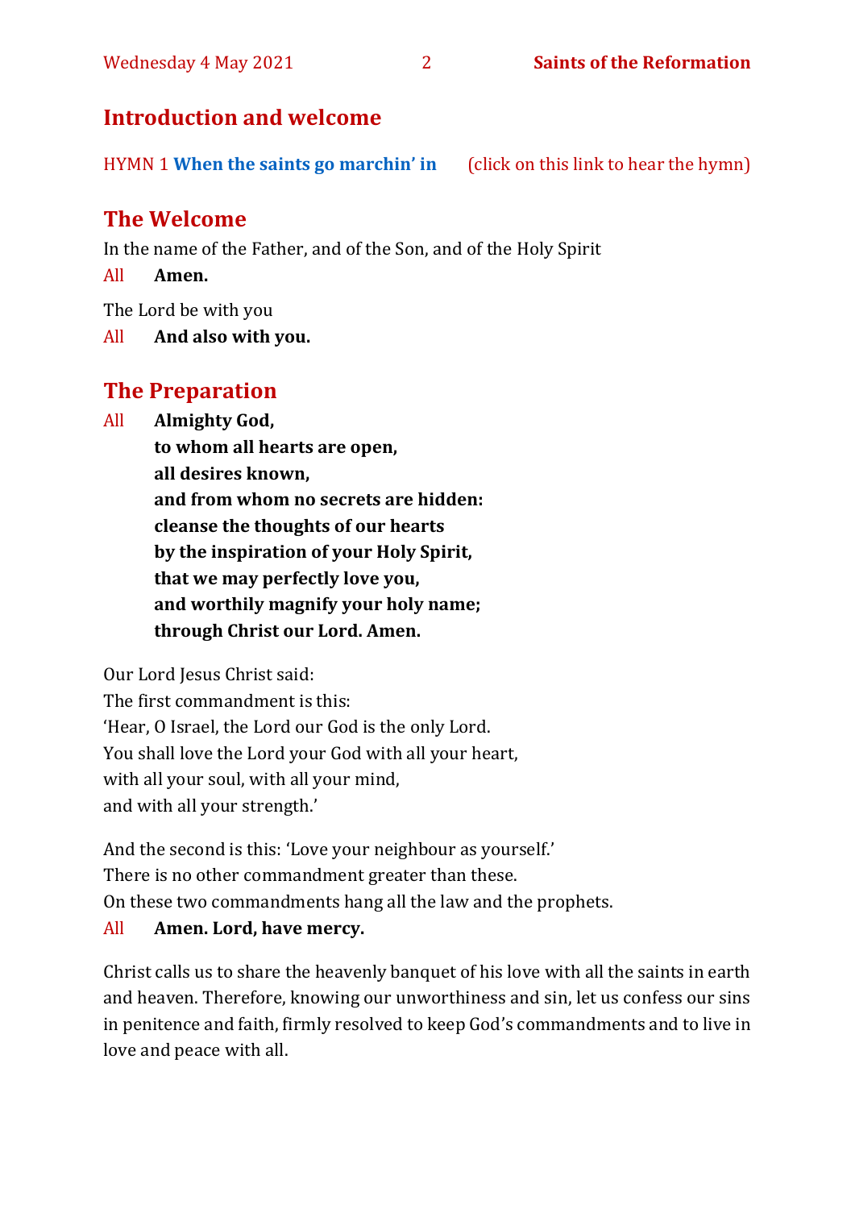## Introduction and welcome

HYMN 1 **When the saints go marchin' in** (click on this link to hear the hymn)

## The Welcome

In the name of the Father, and of the Son, and of the Holy Spirit

All **Amen.**

The Lord be with you

All **And also with you.**

## The Preparation

All **Almighty God,**
**to whom all hearts are open,**
**all desires known,**
**and from whom no secrets are hidden:**
**cleanse the thoughts of our hearts**
**by the inspiration of your Holy Spirit,**
**that we may perfectly love you,**
**and worthily magnify your holy name;**
**through Christ our Lord. Amen.**

Our Lord Jesus Christ said:
The first commandment is this:
'Hear, O Israel, the Lord our God is the only Lord.
You shall love the Lord your God with all your heart,
with all your soul, with all your mind,
and with all your strength.'

And the second is this: 'Love your neighbour as yourself.'
There is no other commandment greater than these.
On these two commandments hang all the law and the prophets.

All **Amen. Lord, have mercy.**

Christ calls us to share the heavenly banquet of his love with all the saints in earth and heaven. Therefore, knowing our unworthiness and sin, let us confess our sins in penitence and faith, firmly resolved to keep God's commandments and to live in love and peace with all.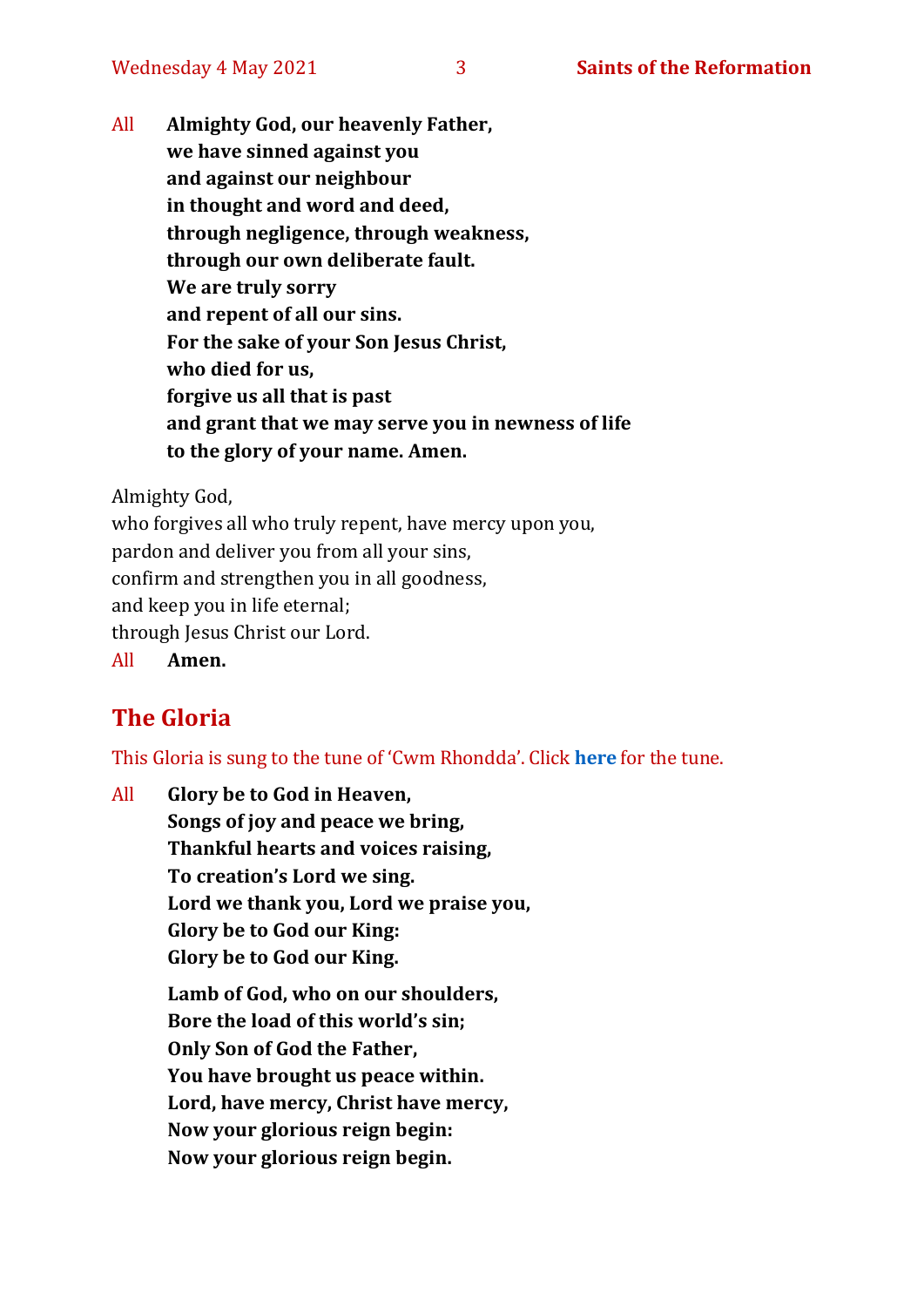All **Almighty God, our heavenly Father,**
**we have sinned against you**
**and against our neighbour**
**in thought and word and deed,**
**through negligence, through weakness,**
**through our own deliberate fault.**
**We are truly sorry**
**and repent of all our sins.**
**For the sake of your Son Jesus Christ,**
**who died for us,**
**forgive us all that is past**
**and grant that we may serve you in newness of life**
**to the glory of your name. Amen.**

Almighty God,
who forgives all who truly repent, have mercy upon you,
pardon and deliver you from all your sins,
confirm and strengthen you in all goodness,
and keep you in life eternal;
through Jesus Christ our Lord.

All **Amen.**

## The Gloria

This Gloria is sung to the tune of 'Cwm Rhondda'. Click **here** for the tune.

All **Glory be to God in Heaven,**
**Songs of joy and peace we bring,**
**Thankful hearts and voices raising,**
**To creation's Lord we sing.**
**Lord we thank you, Lord we praise you,**
**Glory be to God our King:**
**Glory be to God our King.**

**Lamb of God, who on our shoulders,**
**Bore the load of this world's sin;**
**Only Son of God the Father,**
**You have brought us peace within.**
**Lord, have mercy, Christ have mercy,**
**Now your glorious reign begin:**
**Now your glorious reign begin.**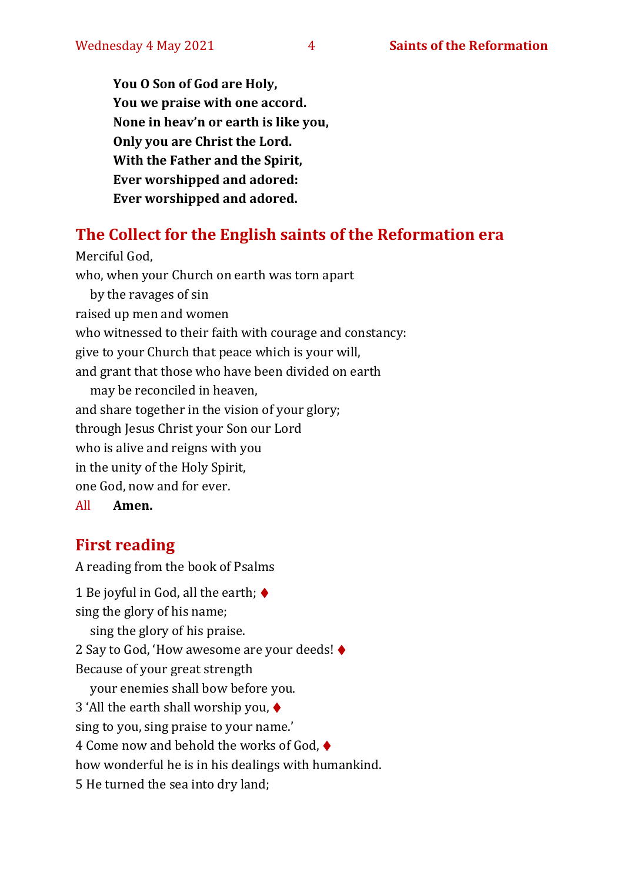**You O Son of God are Holy,**
**You we praise with one accord.**
**None in heav'n or earth is like you,**
**Only you are Christ the Lord.**
**With the Father and the Spirit,**
**Ever worshipped and adored:**
**Ever worshipped and adored.**

## The Collect for the English saints of the Reformation era

Merciful God,
who, when your Church on earth was torn apart
by the ravages of sin
raised up men and women
who witnessed to their faith with courage and constancy:
give to your Church that peace which is your will,
and grant that those who have been divided on earth
may be reconciled in heaven,
and share together in the vision of your glory;
through Jesus Christ your Son our Lord
who is alive and reigns with you
in the unity of the Holy Spirit,
one God, now and for ever.

All **Amen.**

## First reading

A reading from the book of Psalms

1 Be joyful in God, all the earth; ♦
sing the glory of his name;
sing the glory of his praise.
2 Say to God, 'How awesome are your deeds! ♦
Because of your great strength
your enemies shall bow before you.
3 'All the earth shall worship you, ♦
sing to you, sing praise to your name.'
4 Come now and behold the works of God, ♦
how wonderful he is in his dealings with humankind.
5 He turned the sea into dry land;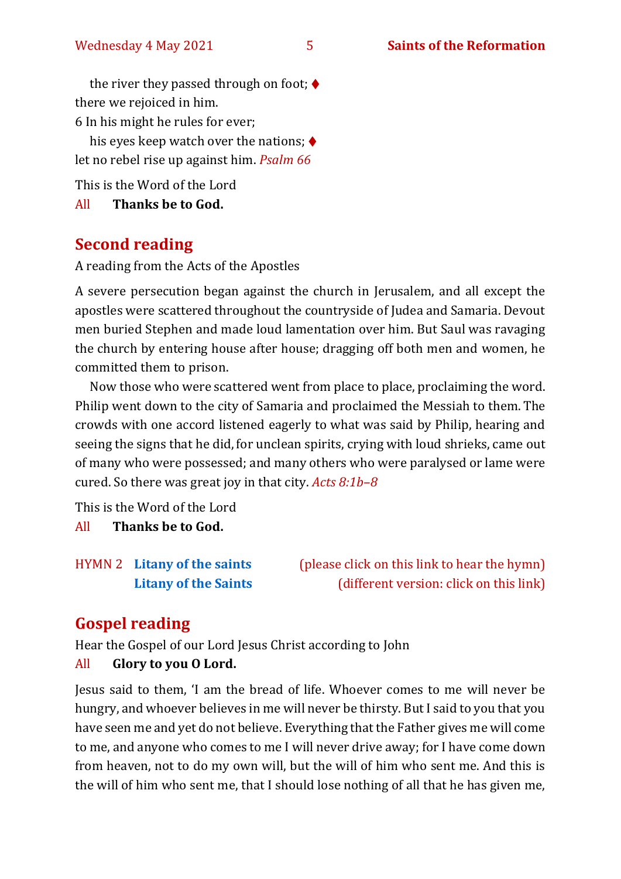the river they passed through on foot; ♦
there we rejoiced in him.
6 In his might he rules for ever;
his eyes keep watch over the nations; ♦
let no rebel rise up against him. *Psalm 66*

This is the Word of the Lord
All **Thanks be to God.**

## Second reading

A reading from the Acts of the Apostles

A severe persecution began against the church in Jerusalem, and all except the apostles were scattered throughout the countryside of Judea and Samaria. Devout men buried Stephen and made loud lamentation over him. But Saul was ravaging the church by entering house after house; dragging off both men and women, he committed them to prison.

Now those who were scattered went from place to place, proclaiming the word. Philip went down to the city of Samaria and proclaimed the Messiah to them. The crowds with one accord listened eagerly to what was said by Philip, hearing and seeing the signs that he did, for unclean spirits, crying with loud shrieks, came out of many who were possessed; and many others who were paralysed or lame were cured. So there was great joy in that city. *Acts 8:1b–8*

This is the Word of the Lord
All **Thanks be to God.**

HYMN 2 **Litany of the saints** (please click on this link to hear the hymn)
**Litany of the Saints** (different version: click on this link)

## Gospel reading

Hear the Gospel of our Lord Jesus Christ according to John
All **Glory to you O Lord.**

Jesus said to them, 'I am the bread of life. Whoever comes to me will never be hungry, and whoever believes in me will never be thirsty. But I said to you that you have seen me and yet do not believe. Everything that the Father gives me will come to me, and anyone who comes to me I will never drive away; for I have come down from heaven, not to do my own will, but the will of him who sent me. And this is the will of him who sent me, that I should lose nothing of all that he has given me,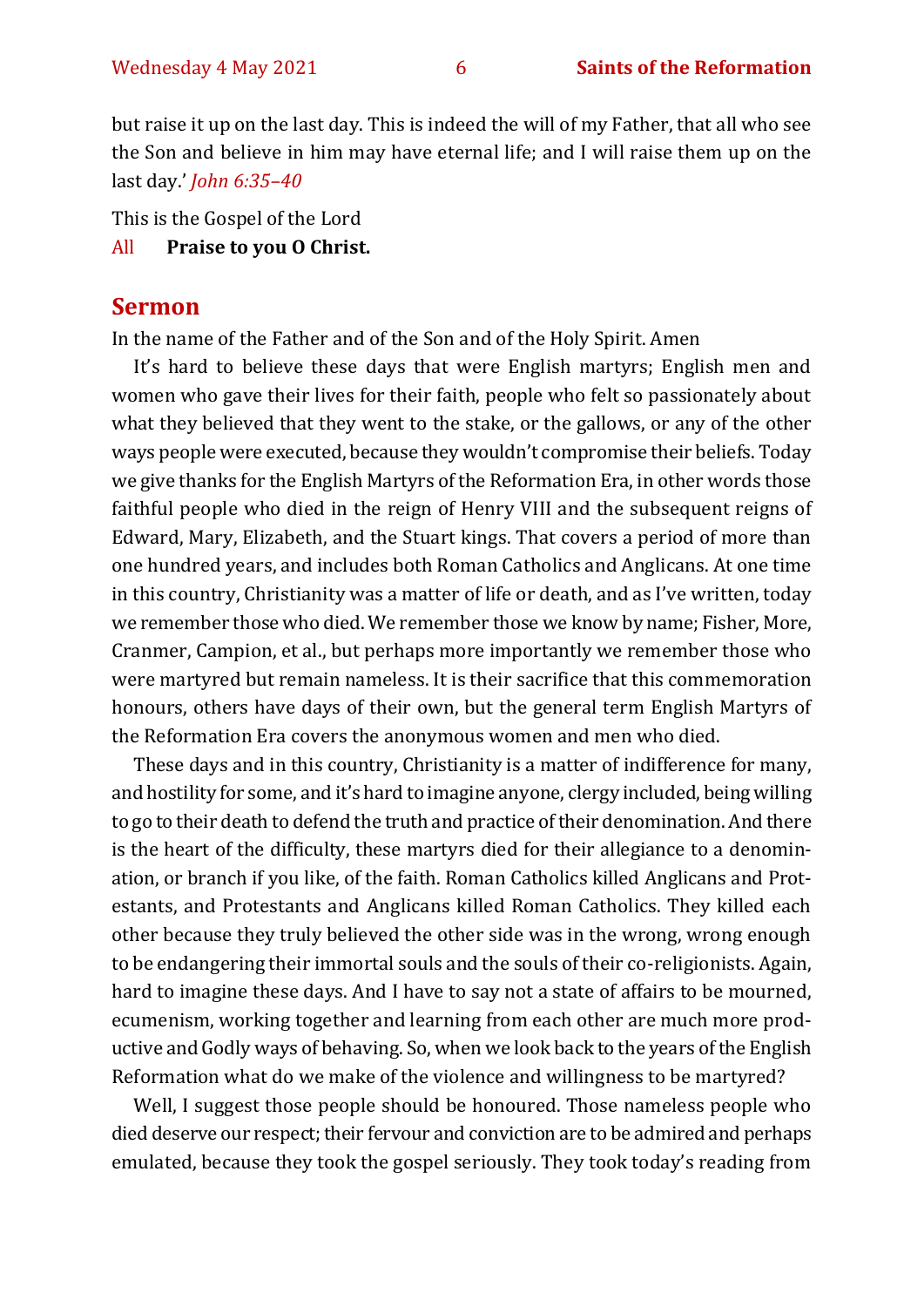but raise it up on the last day. This is indeed the will of my Father, that all who see the Son and believe in him may have eternal life; and I will raise them up on the last day.' *John 6:35–40*

This is the Gospel of the Lord

All **Praise to you O Christ.**

## Sermon

In the name of the Father and of the Son and of the Holy Spirit. Amen

It's hard to believe these days that were English martyrs; English men and women who gave their lives for their faith, people who felt so passionately about what they believed that they went to the stake, or the gallows, or any of the other ways people were executed, because they wouldn't compromise their beliefs. Today we give thanks for the English Martyrs of the Reformation Era, in other words those faithful people who died in the reign of Henry VIII and the subsequent reigns of Edward, Mary, Elizabeth, and the Stuart kings. That covers a period of more than one hundred years, and includes both Roman Catholics and Anglicans. At one time in this country, Christianity was a matter of life or death, and as I've written, today we remember those who died. We remember those we know by name; Fisher, More, Cranmer, Campion, et al., but perhaps more importantly we remember those who were martyred but remain nameless. It is their sacrifice that this commemoration honours, others have days of their own, but the general term English Martyrs of the Reformation Era covers the anonymous women and men who died.

These days and in this country, Christianity is a matter of indifference for many, and hostility for some, and it's hard to imagine anyone, clergy included, being willing to go to their death to defend the truth and practice of their denomination. And there is the heart of the difficulty, these martyrs died for their allegiance to a denomination, or branch if you like, of the faith. Roman Catholics killed Anglicans and Protestants, and Protestants and Anglicans killed Roman Catholics. They killed each other because they truly believed the other side was in the wrong, wrong enough to be endangering their immortal souls and the souls of their co-religionists. Again, hard to imagine these days. And I have to say not a state of affairs to be mourned, ecumenism, working together and learning from each other are much more productive and Godly ways of behaving. So, when we look back to the years of the English Reformation what do we make of the violence and willingness to be martyred?

Well, I suggest those people should be honoured. Those nameless people who died deserve our respect; their fervour and conviction are to be admired and perhaps emulated, because they took the gospel seriously. They took today's reading from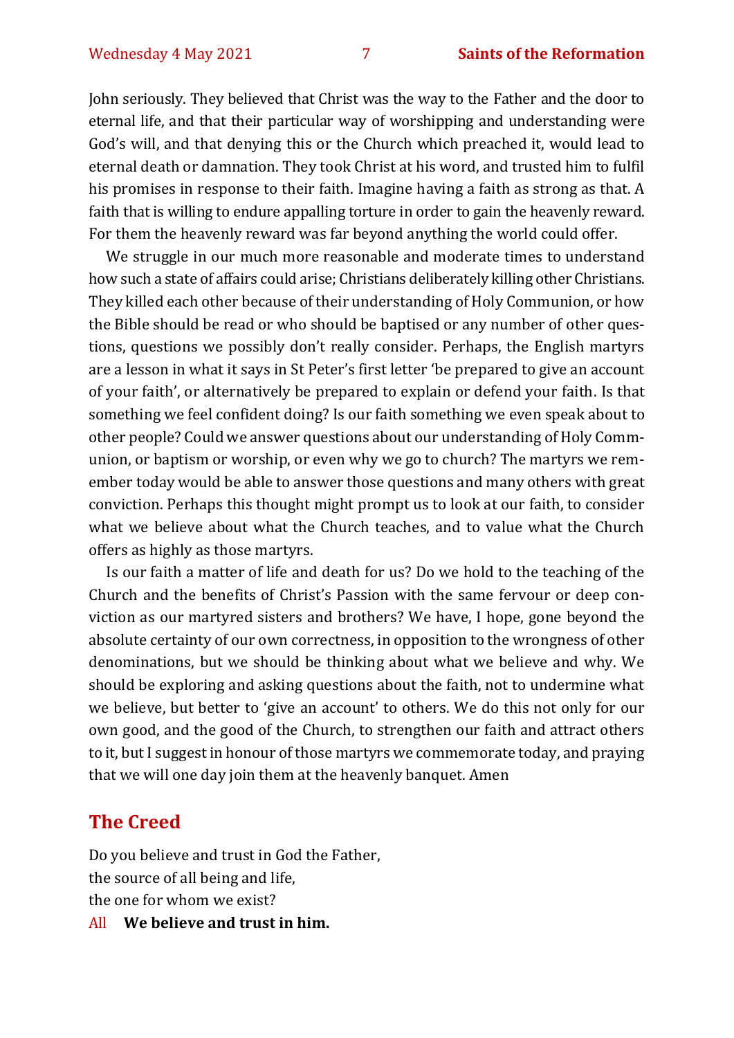John seriously. They believed that Christ was the way to the Father and the door to eternal life, and that their particular way of worshipping and understanding were God's will, and that denying this or the Church which preached it, would lead to eternal death or damnation. They took Christ at his word, and trusted him to fulfil his promises in response to their faith. Imagine having a faith as strong as that. A faith that is willing to endure appalling torture in order to gain the heavenly reward. For them the heavenly reward was far beyond anything the world could offer.

We struggle in our much more reasonable and moderate times to understand how such a state of affairs could arise; Christians deliberately killing other Christians. They killed each other because of their understanding of Holy Communion, or how the Bible should be read or who should be baptised or any number of other questions, questions we possibly don't really consider. Perhaps, the English martyrs are a lesson in what it says in St Peter's first letter 'be prepared to give an account of your faith', or alternatively be prepared to explain or defend your faith. Is that something we feel confident doing? Is our faith something we even speak about to other people? Could we answer questions about our understanding of Holy Communion, or baptism or worship, or even why we go to church? The martyrs we remember today would be able to answer those questions and many others with great conviction. Perhaps this thought might prompt us to look at our faith, to consider what we believe about what the Church teaches, and to value what the Church offers as highly as those martyrs.

Is our faith a matter of life and death for us? Do we hold to the teaching of the Church and the benefits of Christ's Passion with the same fervour or deep conviction as our martyred sisters and brothers? We have, I hope, gone beyond the absolute certainty of our own correctness, in opposition to the wrongness of other denominations, but we should be thinking about what we believe and why. We should be exploring and asking questions about the faith, not to undermine what we believe, but better to 'give an account' to others. We do this not only for our own good, and the good of the Church, to strengthen our faith and attract others to it, but I suggest in honour of those martyrs we commemorate today, and praying that we will one day join them at the heavenly banquet. Amen

## The Creed

Do you believe and trust in God the Father,
the source of all being and life,
the one for whom we exist?

All **We believe and trust in him.**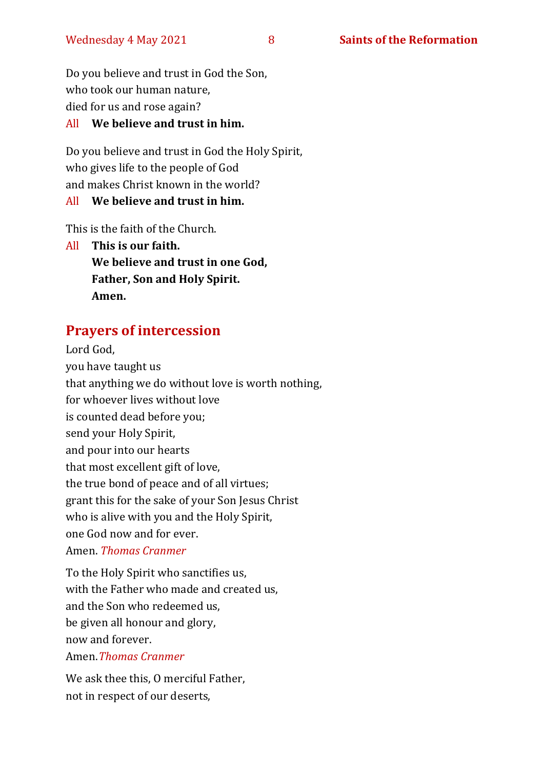Do you believe and trust in God the Son,
who took our human nature,
died for us and rose again?

All **We believe and trust in him.**

Do you believe and trust in God the Holy Spirit,
who gives life to the people of God
and makes Christ known in the world?

All **We believe and trust in him.**

This is the faith of the Church.

All **This is our faith.**
**We believe and trust in one God,**
**Father, Son and Holy Spirit.**
**Amen.**

## Prayers of intercession

Lord God,
you have taught us
that anything we do without love is worth nothing,
for whoever lives without love
is counted dead before you;
send your Holy Spirit,
and pour into our hearts
that most excellent gift of love,
the true bond of peace and of all virtues;
grant this for the sake of your Son Jesus Christ
who is alive with you and the Holy Spirit,
one God now and for ever.
Amen. *Thomas Cranmer*

To the Holy Spirit who sanctifies us,
with the Father who made and created us,
and the Son who redeemed us,
be given all honour and glory,
now and forever.
Amen. *Thomas Cranmer*

We ask thee this, O merciful Father,
not in respect of our deserts,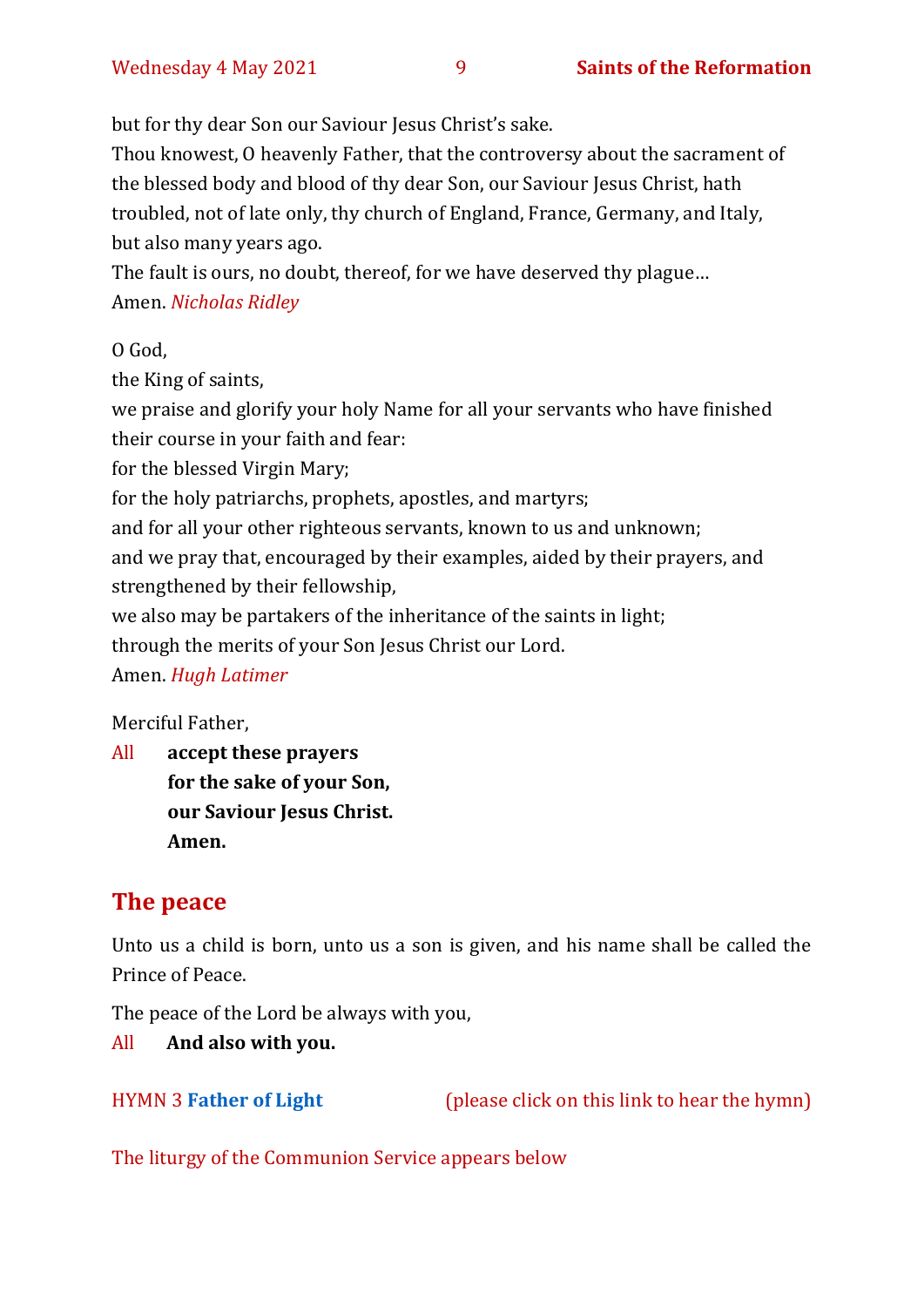but for thy dear Son our Saviour Jesus Christ's sake.
Thou knowest, O heavenly Father, that the controversy about the sacrament of the blessed body and blood of thy dear Son, our Saviour Jesus Christ, hath troubled, not of late only, thy church of England, France, Germany, and Italy, but also many years ago.
The fault is ours, no doubt, thereof, for we have deserved thy plague…
Amen. *Nicholas Ridley*

O God,
the King of saints,
we praise and glorify your holy Name for all your servants who have finished their course in your faith and fear:
for the blessed Virgin Mary;
for the holy patriarchs, prophets, apostles, and martyrs;
and for all your other righteous servants, known to us and unknown;
and we pray that, encouraged by their examples, aided by their prayers, and strengthened by their fellowship,
we also may be partakers of the inheritance of the saints in light;
through the merits of your Son Jesus Christ our Lord.
Amen. *Hugh Latimer*

Merciful Father,

All **accept these prayers**
**for the sake of your Son,**
**our Saviour Jesus Christ.**
**Amen.**

## The peace

Unto us a child is born, unto us a son is given, and his name shall be called the Prince of Peace.

The peace of the Lord be always with you,

All **And also with you.**

HYMN 3 **Father of Light** (please click on this link to hear the hymn)

The liturgy of the Communion Service appears below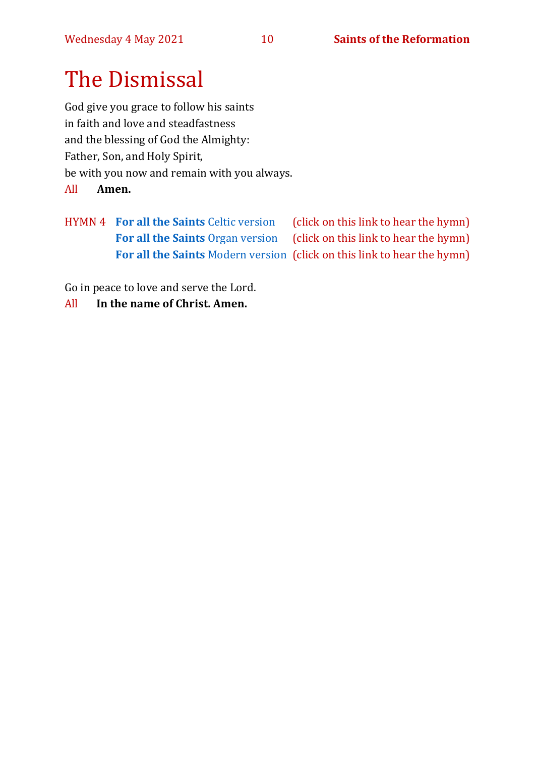# The Dismissal

God give you grace to follow his saints
in faith and love and steadfastness
and the blessing of God the Almighty:
Father, Son, and Holy Spirit,
be with you now and remain with you always.

All **Amen.**

HYMN 4 **For all the Saints** Celtic version (click on this link to hear the hymn)
**For all the Saints** Organ version (click on this link to hear the hymn)
**For all the Saints** Modern version (click on this link to hear the hymn)

Go in peace to love and serve the Lord.

All **In the name of Christ. Amen.**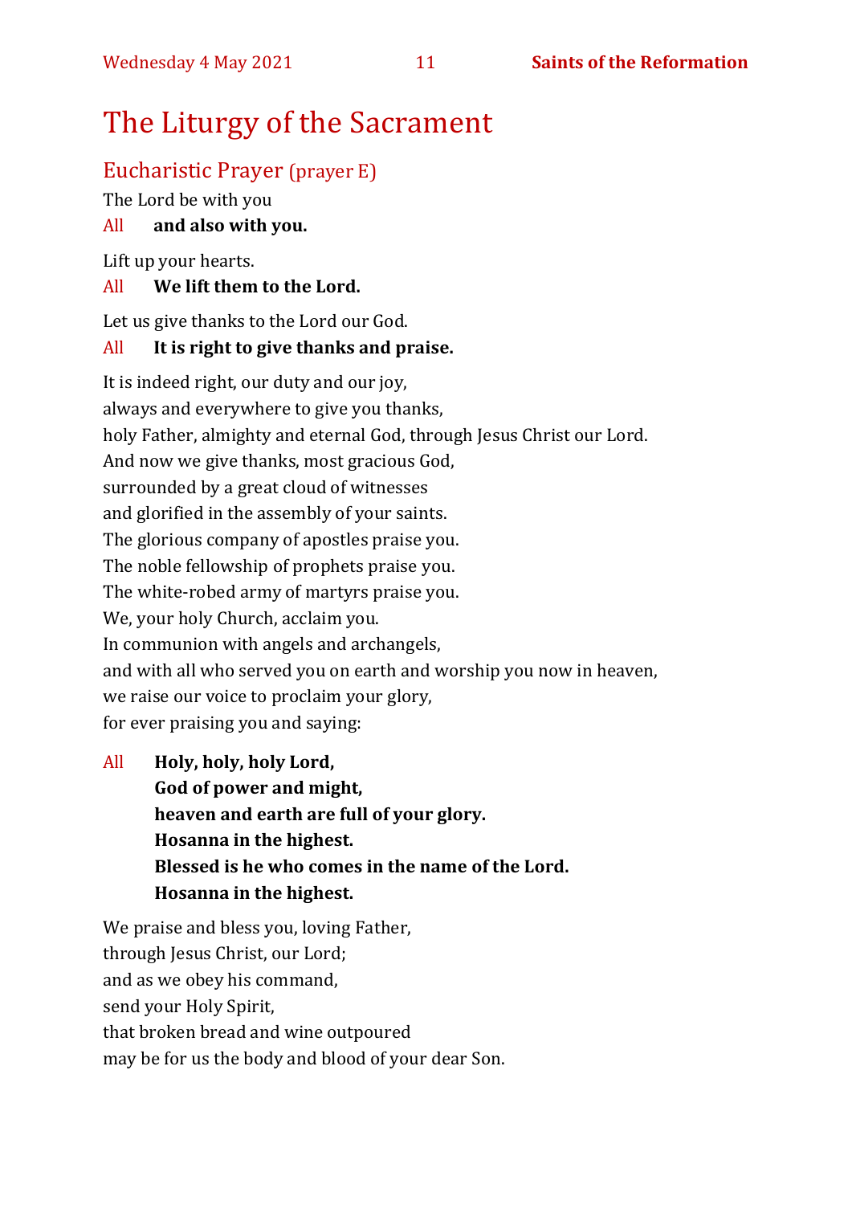# The Liturgy of the Sacrament

## Eucharistic Prayer (prayer E)

The Lord be with you

All **and also with you.**

Lift up your hearts.

All **We lift them to the Lord.**

Let us give thanks to the Lord our God.

All **It is right to give thanks and praise.**

It is indeed right, our duty and our joy,
always and everywhere to give you thanks,
holy Father, almighty and eternal God, through Jesus Christ our Lord.
And now we give thanks, most gracious God,
surrounded by a great cloud of witnesses
and glorified in the assembly of your saints.
The glorious company of apostles praise you.
The noble fellowship of prophets praise you.
The white-robed army of martyrs praise you.
We, your holy Church, acclaim you.
In communion with angels and archangels,
and with all who served you on earth and worship you now in heaven,
we raise our voice to proclaim your glory,
for ever praising you and saying:

All **Holy, holy, holy Lord,**
**God of power and might,**
**heaven and earth are full of your glory.**
**Hosanna in the highest.**
**Blessed is he who comes in the name of the Lord.**
**Hosanna in the highest.**

We praise and bless you, loving Father,
through Jesus Christ, our Lord;
and as we obey his command,
send your Holy Spirit,
that broken bread and wine outpoured
may be for us the body and blood of your dear Son.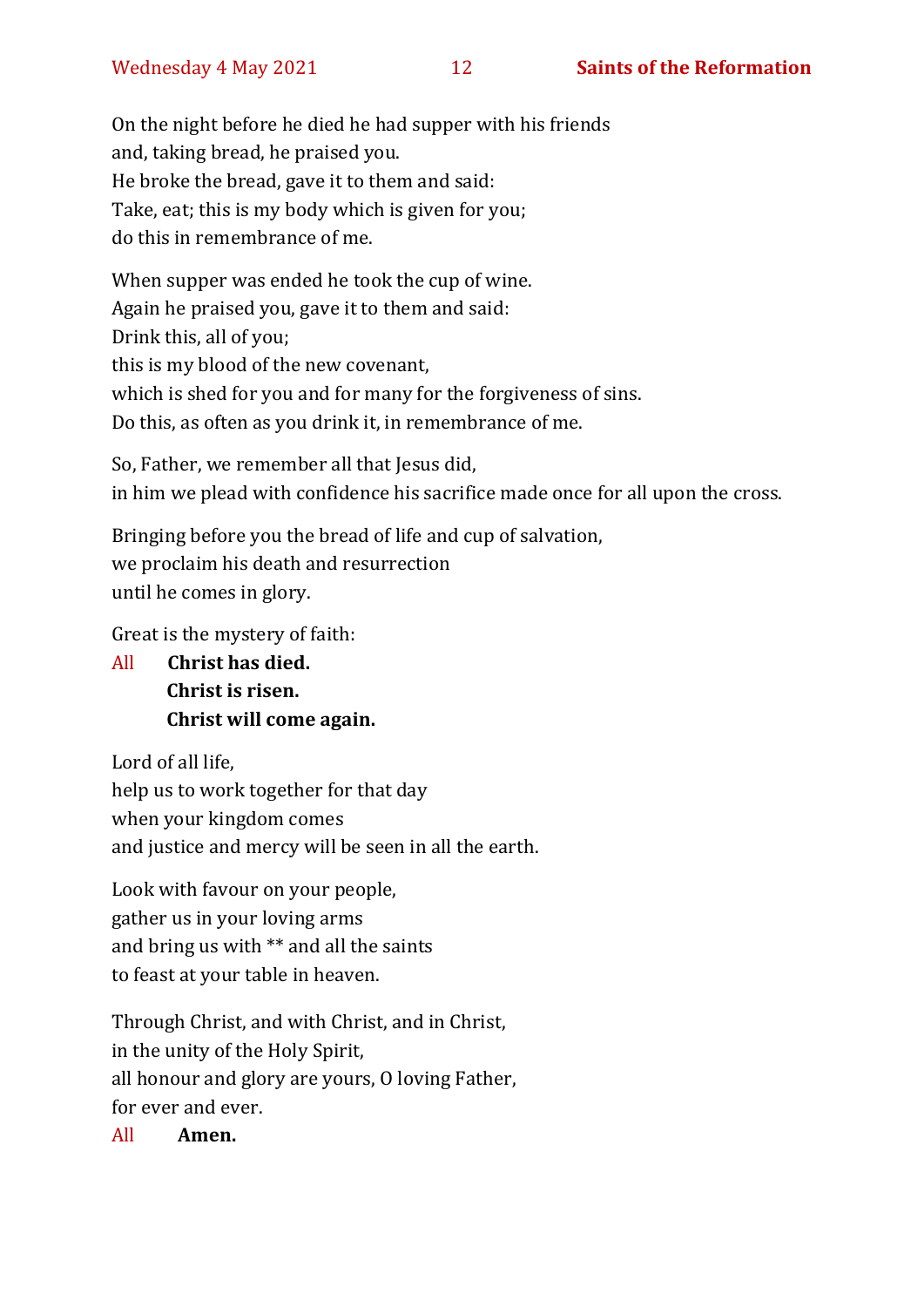On the night before he died he had supper with his friends
and, taking bread, he praised you.
He broke the bread, gave it to them and said:
Take, eat; this is my body which is given for you;
do this in remembrance of me.

When supper was ended he took the cup of wine.
Again he praised you, gave it to them and said:
Drink this, all of you;
this is my blood of the new covenant,
which is shed for you and for many for the forgiveness of sins.
Do this, as often as you drink it, in remembrance of me.

So, Father, we remember all that Jesus did,
in him we plead with confidence his sacrifice made once for all upon the cross.

Bringing before you the bread of life and cup of salvation,
we proclaim his death and resurrection
until he comes in glory.

Great is the mystery of faith:

All **Christ has died.**
**Christ is risen.**
**Christ will come again.**

Lord of all life,
help us to work together for that day
when your kingdom comes
and justice and mercy will be seen in all the earth.

Look with favour on your people,
gather us in your loving arms
and bring us with ** and all the saints
to feast at your table in heaven.

Through Christ, and with Christ, and in Christ,
in the unity of the Holy Spirit,
all honour and glory are yours, O loving Father,
for ever and ever.

All **Amen.**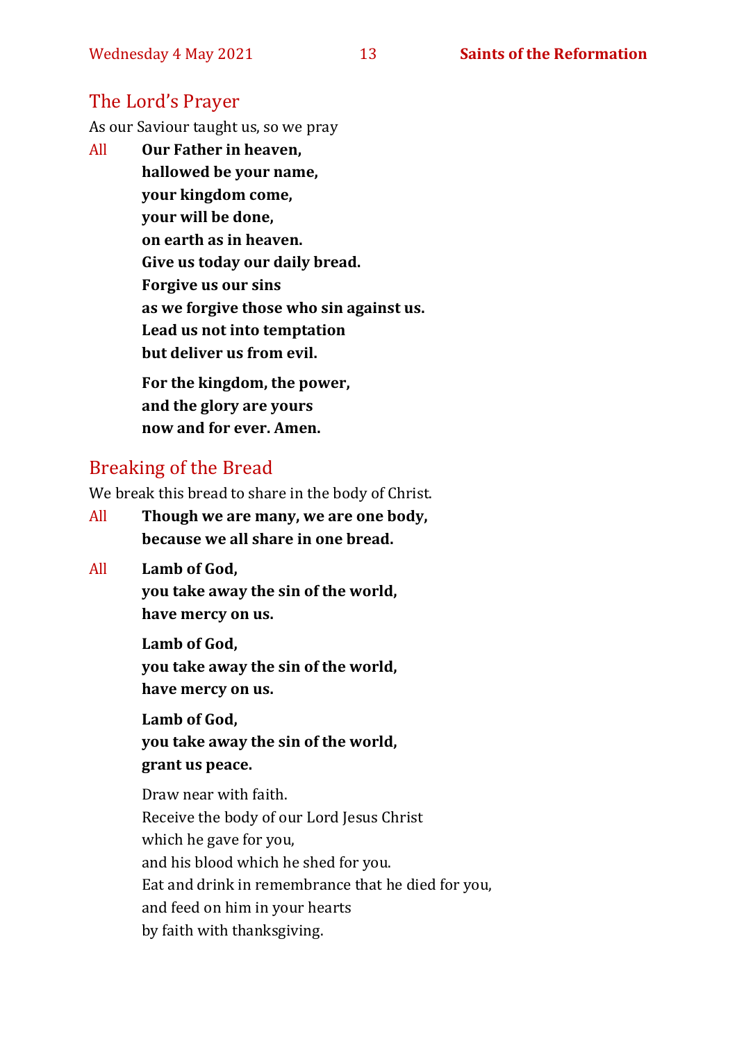## The Lord's Prayer

As our Saviour taught us, so we pray

All **Our Father in heaven,**
**hallowed be your name,**
**your kingdom come,**
**your will be done,**
**on earth as in heaven.**
**Give us today our daily bread.**
**Forgive us our sins**
**as we forgive those who sin against us.**
**Lead us not into temptation**
**but deliver us from evil.**

**For the kingdom, the power,**
**and the glory are yours**
**now and for ever. Amen.**

## Breaking of the Bread

We break this bread to share in the body of Christ.

All **Though we are many, we are one body,**
**because we all share in one bread.**

All **Lamb of God,**
**you take away the sin of the world,**
**have mercy on us.**

**Lamb of God,**
**you take away the sin of the world,**
**have mercy on us.**

**Lamb of God,**
**you take away the sin of the world,**
**grant us peace.**

Draw near with faith.
Receive the body of our Lord Jesus Christ
which he gave for you,
and his blood which he shed for you.
Eat and drink in remembrance that he died for you,
and feed on him in your hearts
by faith with thanksgiving.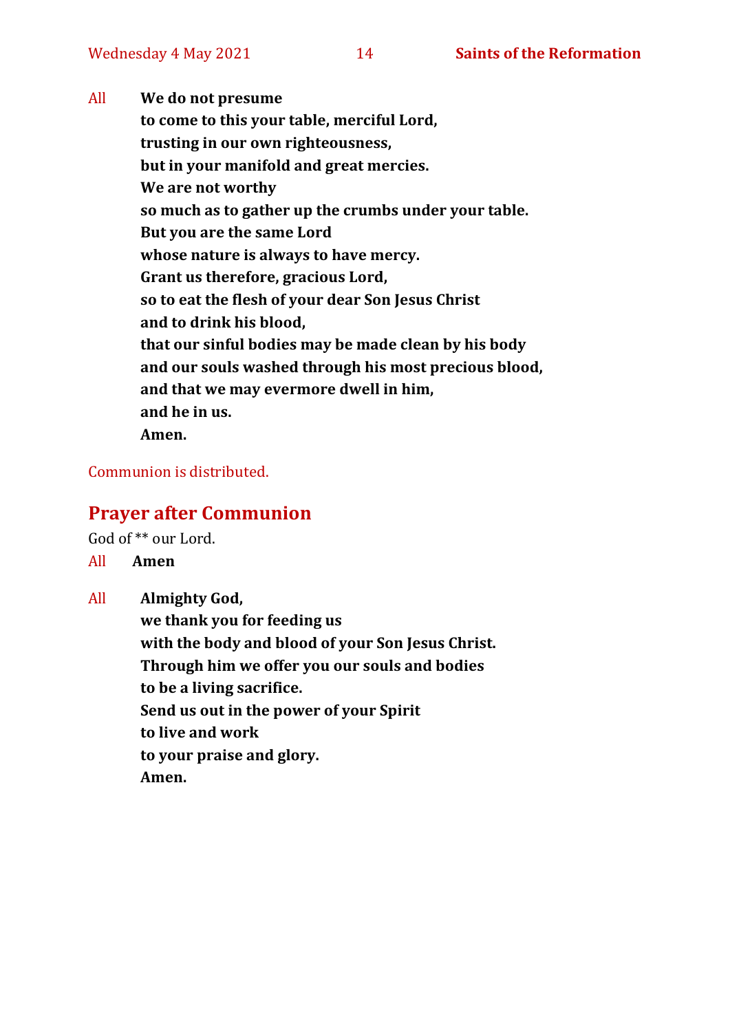All **We do not presume**
**to come to this your table, merciful Lord,**
**trusting in our own righteousness,**
**but in your manifold and great mercies.**
**We are not worthy**
**so much as to gather up the crumbs under your table.**
**But you are the same Lord**
**whose nature is always to have mercy.**
**Grant us therefore, gracious Lord,**
**so to eat the flesh of your dear Son Jesus Christ**
**and to drink his blood,**
**that our sinful bodies may be made clean by his body**
**and our souls washed through his most precious blood,**
**and that we may evermore dwell in him,**
**and he in us.**
**Amen.**

Communion is distributed.

## Prayer after Communion

God of ** our Lord.

All **Amen**

All **Almighty God,**
**we thank you for feeding us**
**with the body and blood of your Son Jesus Christ.**
**Through him we offer you our souls and bodies**
**to be a living sacrifice.**
**Send us out in the power of your Spirit**
**to live and work**
**to your praise and glory.**
**Amen.**